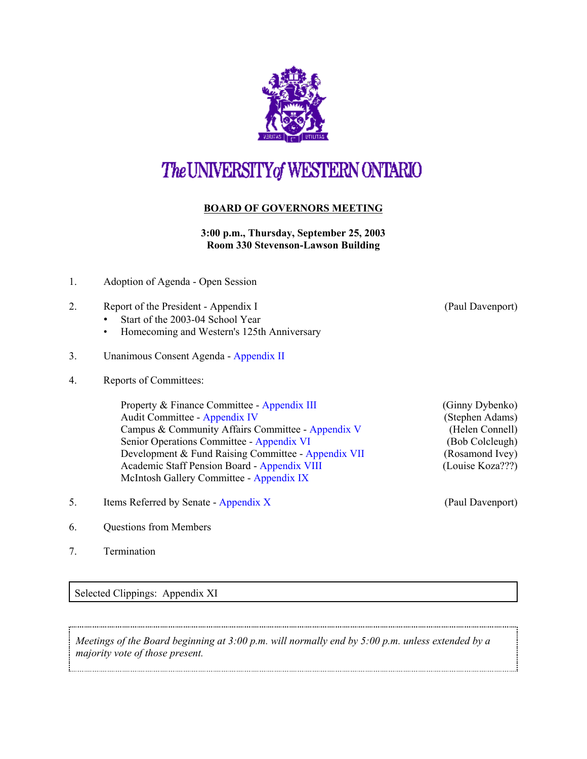# The UNIVERSITY of WESTERN ONTARIO

## BOARD OF GOVERNORS MEETING

**3:00 p.m., Thursday, September 25, 2003**
**Room 330 Stevenson-Lawson Building**

1. Adoption of Agenda - Open Session

2. Report of the President - Appendix I (Paul Davenport)
   - Start of the 2003-04 School Year
   - Homecoming and Western's 125th Anniversary

3. Unanimous Consent Agenda - Appendix II

4. Reports of Committees:

   | Committee | Presenter |
   |---|---|
   | Property & Finance Committee - Appendix III | (Ginny Dybenko) |
   | Audit Committee - Appendix IV | (Stephen Adams) |
   | Campus & Community Affairs Committee - Appendix V | (Helen Connell) |
   | Senior Operations Committee - Appendix VI | (Bob Colcleugh) |
   | Development & Fund Raising Committee - Appendix VII | (Rosamond Ivey) |
   | Academic Staff Pension Board - Appendix VIII | (Louise Koza???) |
   | McIntosh Gallery Committee - Appendix IX | |

5. Items Referred by Senate - Appendix X (Paul Davenport)

6. Questions from Members

7. Termination

---

Selected Clippings: Appendix XI

---

*Meetings of the Board beginning at 3:00 p.m. will normally end by 5:00 p.m. unless extended by a majority vote of those present.*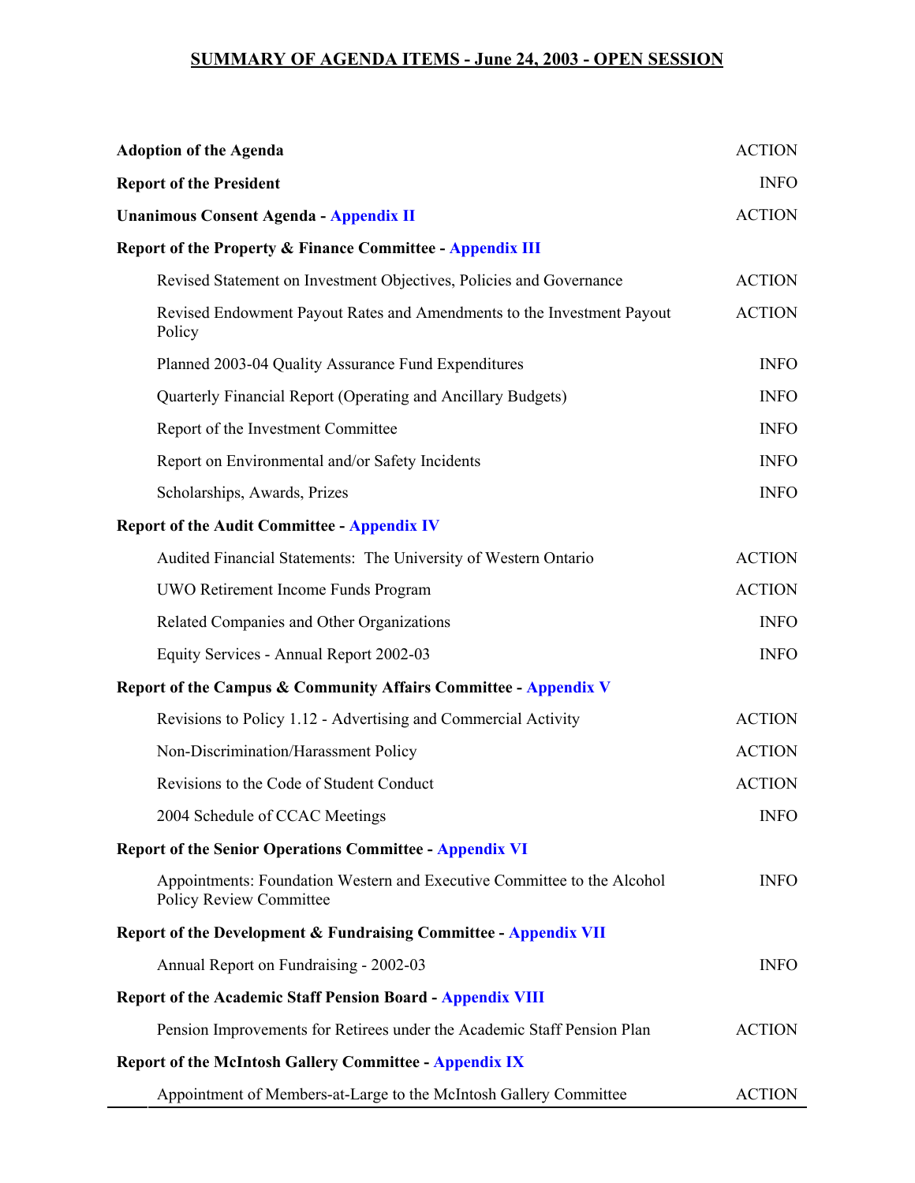## SUMMARY OF AGENDA ITEMS - June 24, 2003 - OPEN SESSION

| | |
|---|---|
| **Adoption of the Agenda** | ACTION |
| **Report of the President** | INFO |
| **Unanimous Consent Agenda - Appendix II** | ACTION |
| **Report of the Property & Finance Committee - Appendix III** | |
| Revised Statement on Investment Objectives, Policies and Governance | ACTION |
| Revised Endowment Payout Rates and Amendments to the Investment Payout Policy | ACTION |
| Planned 2003-04 Quality Assurance Fund Expenditures | INFO |
| Quarterly Financial Report (Operating and Ancillary Budgets) | INFO |
| Report of the Investment Committee | INFO |
| Report on Environmental and/or Safety Incidents | INFO |
| Scholarships, Awards, Prizes | INFO |
| **Report of the Audit Committee - Appendix IV** | |
| Audited Financial Statements: The University of Western Ontario | ACTION |
| UWO Retirement Income Funds Program | ACTION |
| Related Companies and Other Organizations | INFO |
| Equity Services - Annual Report 2002-03 | INFO |
| **Report of the Campus & Community Affairs Committee - Appendix V** | |
| Revisions to Policy 1.12 - Advertising and Commercial Activity | ACTION |
| Non-Discrimination/Harassment Policy | ACTION |
| Revisions to the Code of Student Conduct | ACTION |
| 2004 Schedule of CCAC Meetings | INFO |
| **Report of the Senior Operations Committee - Appendix VI** | |
| Appointments: Foundation Western and Executive Committee to the Alcohol Policy Review Committee | INFO |
| **Report of the Development & Fundraising Committee - Appendix VII** | |
| Annual Report on Fundraising - 2002-03 | INFO |
| **Report of the Academic Staff Pension Board - Appendix VIII** | |
| Pension Improvements for Retirees under the Academic Staff Pension Plan | ACTION |
| **Report of the McIntosh Gallery Committee - Appendix IX** | |
| Appointment of Members-at-Large to the McIntosh Gallery Committee | ACTION |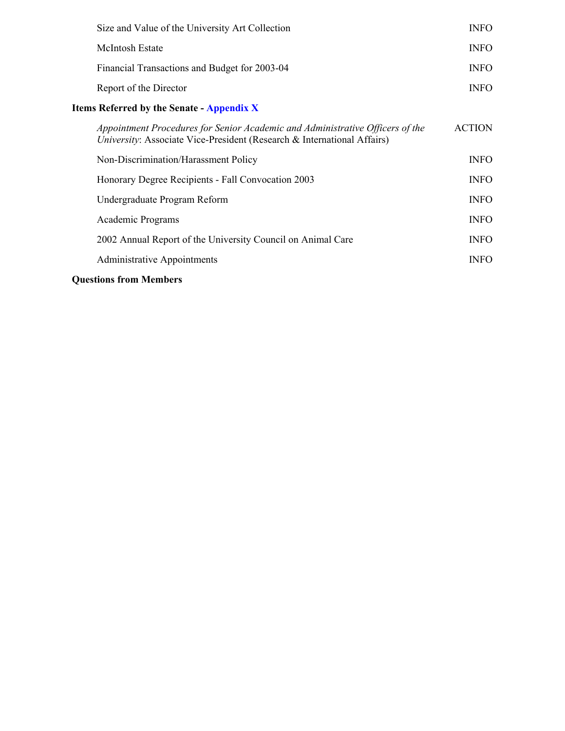| | |
|---|---|
| Size and Value of the University Art Collection | INFO |
| McIntosh Estate | INFO |
| Financial Transactions and Budget for 2003-04 | INFO |
| Report of the Director | INFO |

**Items Referred by the Senate - Appendix X**

| | |
|---|---|
| *Appointment Procedures for Senior Academic and Administrative Officers of the University*: Associate Vice-President (Research & International Affairs) | ACTION |
| Non-Discrimination/Harassment Policy | INFO |
| Honorary Degree Recipients - Fall Convocation 2003 | INFO |
| Undergraduate Program Reform | INFO |
| Academic Programs | INFO |
| 2002 Annual Report of the University Council on Animal Care | INFO |
| Administrative Appointments | INFO |

**Questions from Members**